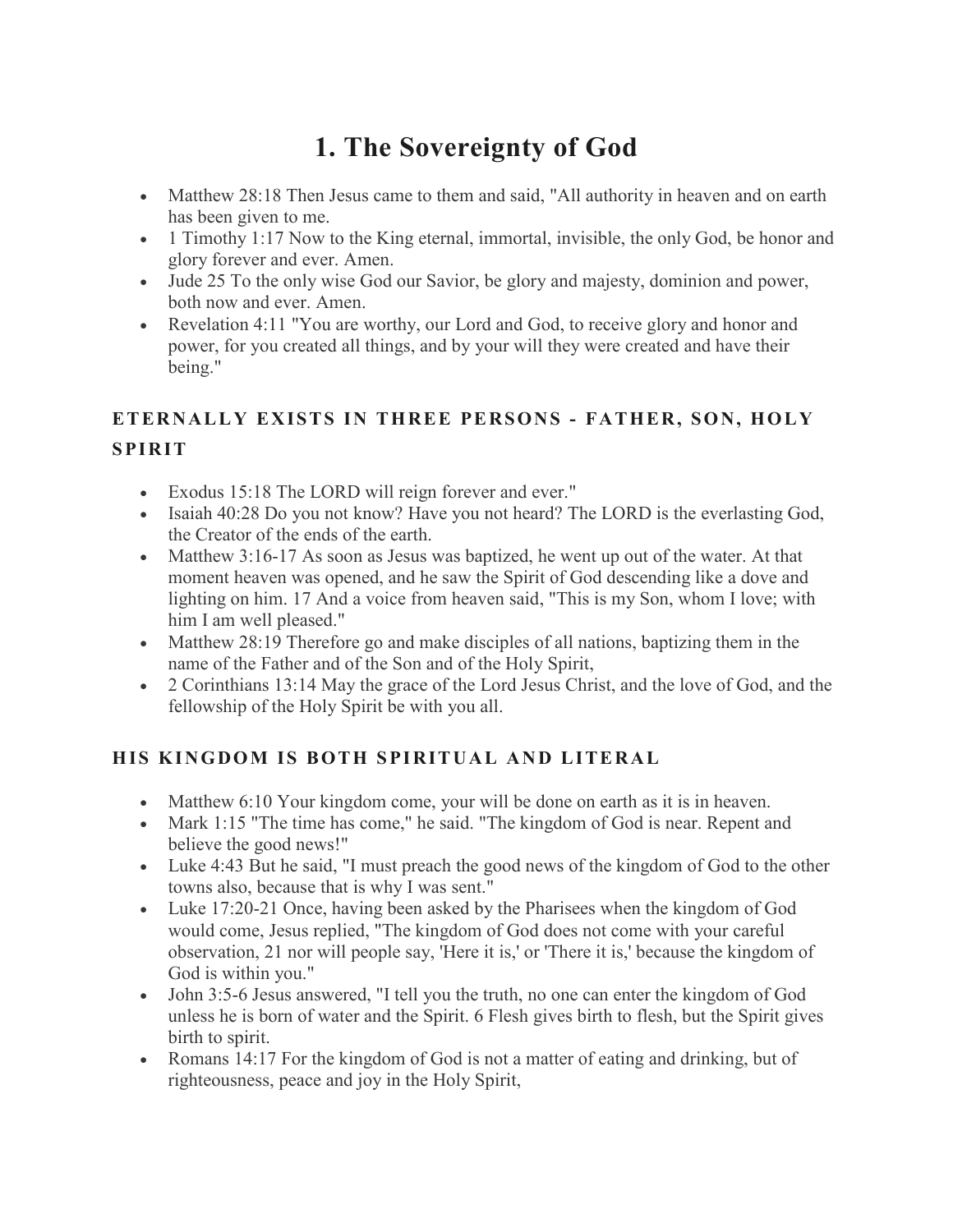# 1. The Sovereignty of God

- Matthew 28:18 Then Jesus came to them and said, "All authority in heaven and on earth has been given to me.
- 1 Timothy 1:17 Now to the King eternal, immortal, invisible, the only God, be honor and glory forever and ever. Amen.
- Jude 25 To the only wise God our Savior, be glory and majesty, dominion and power, both now and ever. Amen.
- Revelation 4:11 "You are worthy, our Lord and God, to receive glory and honor and power, for you created all things, and by your will they were created and have their being."

### ETERNALLY EXISTS IN THREE PERSONS - FATHER, SON, HOLY SPIRIT

- Exodus 15:18 The LORD will reign forever and ever."
- Isaiah 40:28 Do you not know? Have you not heard? The LORD is the everlasting God, the Creator of the ends of the earth.
- Matthew 3:16-17 As soon as Jesus was baptized, he went up out of the water. At that moment heaven was opened, and he saw the Spirit of God descending like a dove and lighting on him. 17 And a voice from heaven said, "This is my Son, whom I love; with him I am well pleased."
- Matthew 28:19 Therefore go and make disciples of all nations, baptizing them in the name of the Father and of the Son and of the Holy Spirit,
- 2 Corinthians 13:14 May the grace of the Lord Jesus Christ, and the love of God, and the fellowship of the Holy Spirit be with you all.

### HIS KINGDOM IS BOTH SPIRITUAL AND LITERAL

- Matthew 6:10 Your kingdom come, your will be done on earth as it is in heaven.
- Mark 1:15 "The time has come," he said. "The kingdom of God is near. Repent and believe the good news!"
- Luke 4:43 But he said, "I must preach the good news of the kingdom of God to the other towns also, because that is why I was sent."
- Luke 17:20-21 Once, having been asked by the Pharisees when the kingdom of God would come, Jesus replied, "The kingdom of God does not come with your careful observation, 21 nor will people say, 'Here it is,' or 'There it is,' because the kingdom of God is within you."
- John 3:5-6 Jesus answered, "I tell you the truth, no one can enter the kingdom of God unless he is born of water and the Spirit. 6 Flesh gives birth to flesh, but the Spirit gives birth to spirit.
- Romans 14:17 For the kingdom of God is not a matter of eating and drinking, but of righteousness, peace and joy in the Holy Spirit,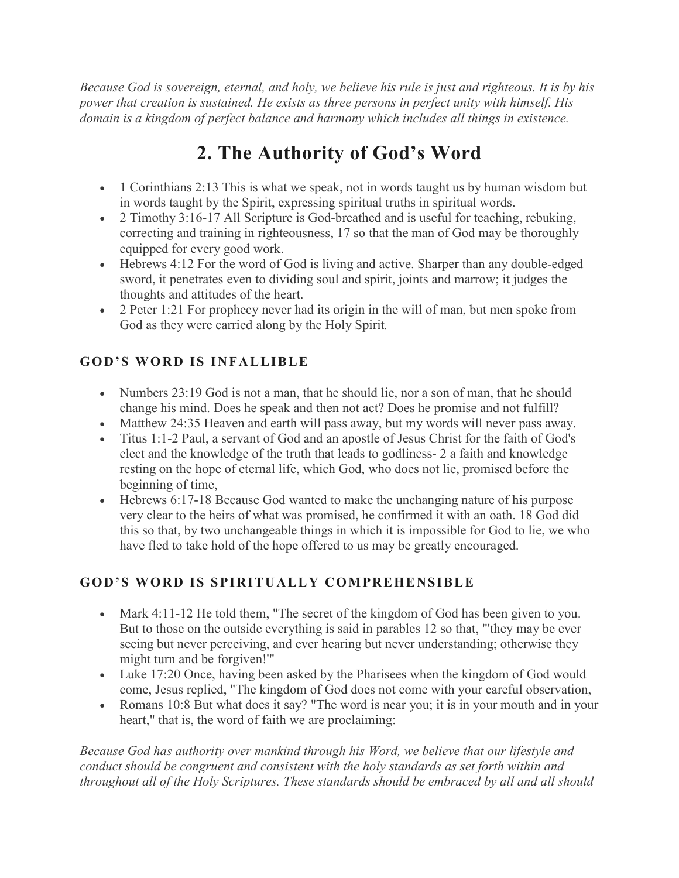*Because God is sovereign, eternal, and holy, we believe his rule is just and righteous. It is by his power that creation is sustained. He exists as three persons in perfect unity with himself. His domain is a kingdom of perfect balance and harmony which includes all things in existence.*

# 2. The Authority of God's Word

- 1 Corinthians 2:13 This is what we speak, not in words taught us by human wisdom but in words taught by the Spirit, expressing spiritual truths in spiritual words.
- 2 Timothy 3:16-17 All Scripture is God-breathed and is useful for teaching, rebuking, correcting and training in righteousness, 17 so that the man of God may be thoroughly equipped for every good work.
- Hebrews 4:12 For the word of God is living and active. Sharper than any double-edged sword, it penetrates even to dividing soul and spirit, joints and marrow; it judges the thoughts and attitudes of the heart.
- 2 Peter 1:21 For prophecy never had its origin in the will of man, but men spoke from God as they were carried along by the Holy Spirit.

### GOD'S WORD IS INFALLIBLE

- Numbers 23:19 God is not a man, that he should lie, nor a son of man, that he should change his mind. Does he speak and then not act? Does he promise and not fulfill?
- Matthew 24:35 Heaven and earth will pass away, but my words will never pass away.
- Titus 1:1-2 Paul, a servant of God and an apostle of Jesus Christ for the faith of God's elect and the knowledge of the truth that leads to godliness- 2 a faith and knowledge resting on the hope of eternal life, which God, who does not lie, promised before the beginning of time,
- Hebrews 6:17-18 Because God wanted to make the unchanging nature of his purpose very clear to the heirs of what was promised, he confirmed it with an oath. 18 God did this so that, by two unchangeable things in which it is impossible for God to lie, we who have fled to take hold of the hope offered to us may be greatly encouraged.

### GOD'S WORD IS SPIRITUALLY COMPREHENSIBLE

- Mark 4:11-12 He told them, "The secret of the kingdom of God has been given to you. But to those on the outside everything is said in parables 12 so that, "'they may be ever seeing but never perceiving, and ever hearing but never understanding; otherwise they might turn and be forgiven!'"
- Luke 17:20 Once, having been asked by the Pharisees when the kingdom of God would come, Jesus replied, "The kingdom of God does not come with your careful observation,
- Romans 10:8 But what does it say? "The word is near you; it is in your mouth and in your heart," that is, the word of faith we are proclaiming:

*Because God has authority over mankind through his Word, we believe that our lifestyle and conduct should be congruent and consistent with the holy standards as set forth within and throughout all of the Holy Scriptures. These standards should be embraced by all and all should*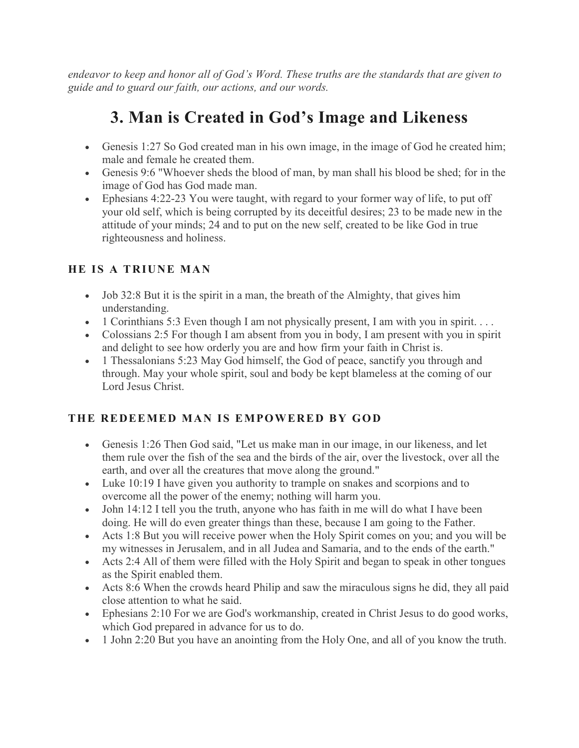*endeavor to keep and honor all of God's Word. These truths are the standards that are given to guide and to guard our faith, our actions, and our words.*

# 3. Man is Created in God's Image and Likeness

- Genesis 1:27 So God created man in his own image, in the image of God he created him; male and female he created them.
- Genesis 9:6 "Whoever sheds the blood of man, by man shall his blood be shed; for in the image of God has God made man.
- Ephesians 4:22-23 You were taught, with regard to your former way of life, to put off your old self, which is being corrupted by its deceitful desires; 23 to be made new in the attitude of your minds; 24 and to put on the new self, created to be like God in true righteousness and holiness.

### HE IS A TRIUNE MAN

- Job 32:8 But it is the spirit in a man, the breath of the Almighty, that gives him understanding.
- 1 Corinthians 5:3 Even though I am not physically present, I am with you in spirit. . . .
- Colossians 2:5 For though I am absent from you in body, I am present with you in spirit and delight to see how orderly you are and how firm your faith in Christ is.
- 1 Thessalonians 5:23 May God himself, the God of peace, sanctify you through and through. May your whole spirit, soul and body be kept blameless at the coming of our Lord Jesus Christ.

### THE REDEEMED MAN IS EMPOWERED BY GOD

- Genesis 1:26 Then God said, "Let us make man in our image, in our likeness, and let them rule over the fish of the sea and the birds of the air, over the livestock, over all the earth, and over all the creatures that move along the ground."
- Luke 10:19 I have given you authority to trample on snakes and scorpions and to overcome all the power of the enemy; nothing will harm you.
- John 14:12 I tell you the truth, anyone who has faith in me will do what I have been doing. He will do even greater things than these, because I am going to the Father.
- Acts 1:8 But you will receive power when the Holy Spirit comes on you; and you will be my witnesses in Jerusalem, and in all Judea and Samaria, and to the ends of the earth."
- Acts 2:4 All of them were filled with the Holy Spirit and began to speak in other tongues as the Spirit enabled them.
- Acts 8:6 When the crowds heard Philip and saw the miraculous signs he did, they all paid close attention to what he said.
- Ephesians 2:10 For we are God's workmanship, created in Christ Jesus to do good works, which God prepared in advance for us to do.
- 1 John 2:20 But you have an anointing from the Holy One, and all of you know the truth.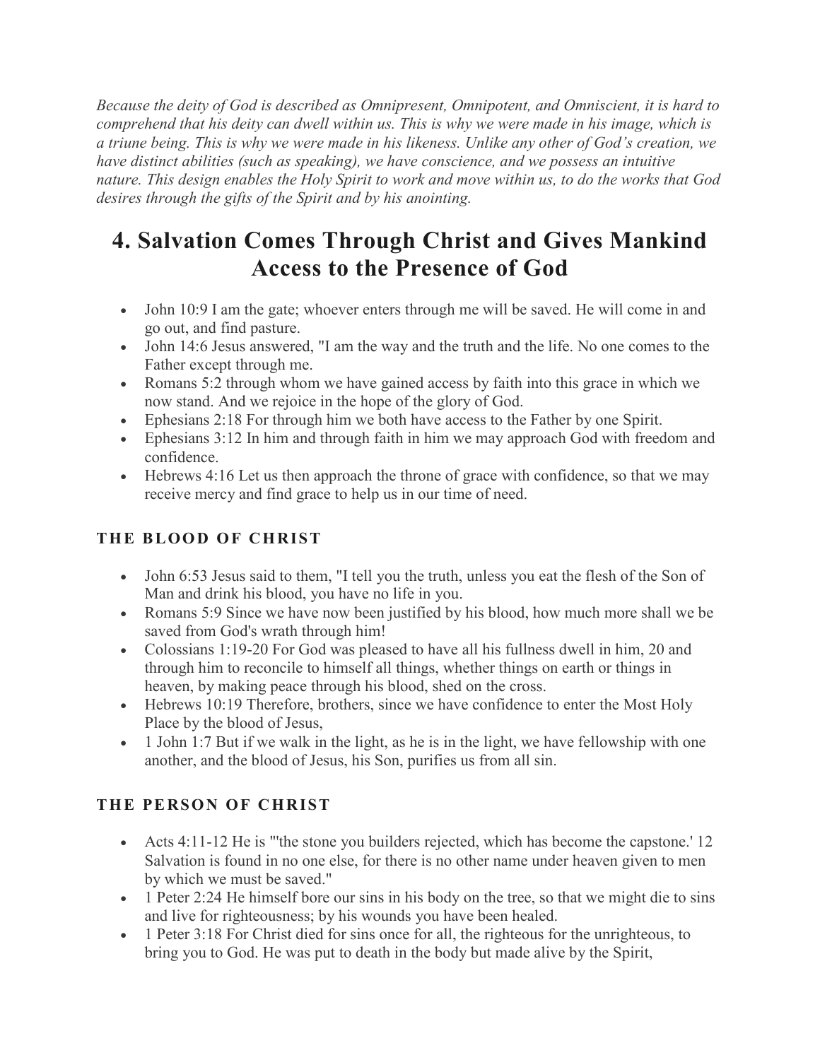*Because the deity of God is described as Omnipresent, Omnipotent, and Omniscient, it is hard to comprehend that his deity can dwell within us. This is why we were made in his image, which is a triune being. This is why we were made in his likeness. Unlike any other of God's creation, we have distinct abilities (such as speaking), we have conscience, and we possess an intuitive nature. This design enables the Holy Spirit to work and move within us, to do the works that God desires through the gifts of the Spirit and by his anointing.*

# 4. Salvation Comes Through Christ and Gives Mankind Access to the Presence of God

- John 10:9 I am the gate; whoever enters through me will be saved. He will come in and go out, and find pasture.
- John 14:6 Jesus answered, "I am the way and the truth and the life. No one comes to the Father except through me.
- Romans 5:2 through whom we have gained access by faith into this grace in which we now stand. And we rejoice in the hope of the glory of God.
- Ephesians 2:18 For through him we both have access to the Father by one Spirit.
- Ephesians 3:12 In him and through faith in him we may approach God with freedom and confidence.
- Hebrews 4:16 Let us then approach the throne of grace with confidence, so that we may receive mercy and find grace to help us in our time of need.

### THE BLOOD OF CHRIST

- John 6:53 Jesus said to them, "I tell you the truth, unless you eat the flesh of the Son of Man and drink his blood, you have no life in you.
- Romans 5:9 Since we have now been justified by his blood, how much more shall we be saved from God's wrath through him!
- Colossians 1:19-20 For God was pleased to have all his fullness dwell in him, 20 and through him to reconcile to himself all things, whether things on earth or things in heaven, by making peace through his blood, shed on the cross.
- Hebrews 10:19 Therefore, brothers, since we have confidence to enter the Most Holy Place by the blood of Jesus,
- 1 John 1:7 But if we walk in the light, as he is in the light, we have fellowship with one another, and the blood of Jesus, his Son, purifies us from all sin.

### THE PERSON OF CHRIST

- Acts 4:11-12 He is "'the stone you builders rejected, which has become the capstone.' 12 Salvation is found in no one else, for there is no other name under heaven given to men by which we must be saved."
- 1 Peter 2:24 He himself bore our sins in his body on the tree, so that we might die to sins and live for righteousness; by his wounds you have been healed.
- 1 Peter 3:18 For Christ died for sins once for all, the righteous for the unrighteous, to bring you to God. He was put to death in the body but made alive by the Spirit,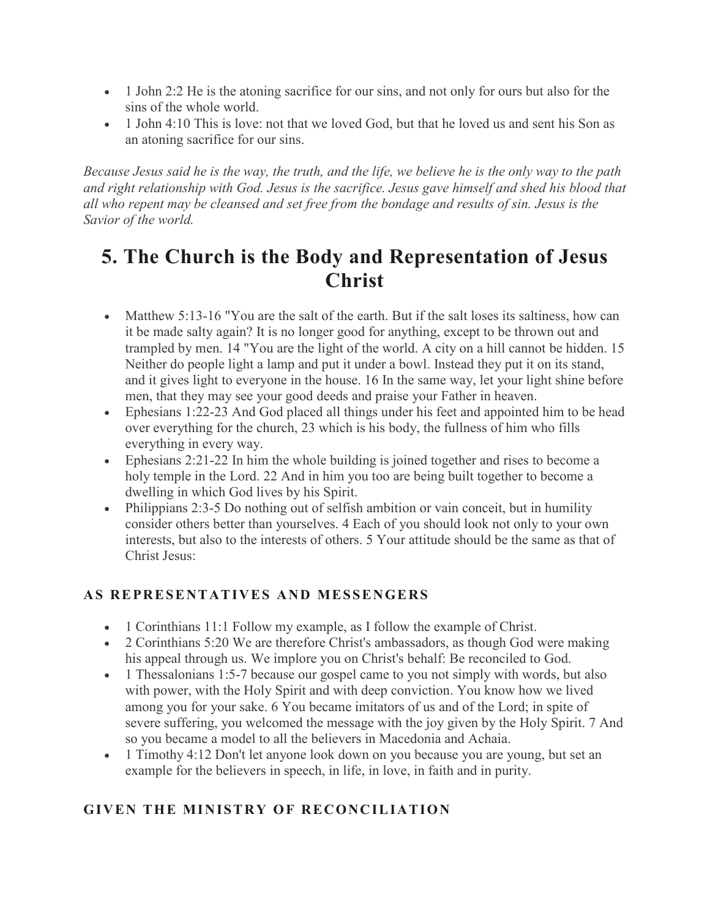- 1 John 2:2 He is the atoning sacrifice for our sins, and not only for ours but also for the sins of the whole world.
- 1 John 4:10 This is love: not that we loved God, but that he loved us and sent his Son as an atoning sacrifice for our sins.

*Because Jesus said he is the way, the truth, and the life, we believe he is the only way to the path and right relationship with God. Jesus is the sacrifice. Jesus gave himself and shed his blood that all who repent may be cleansed and set free from the bondage and results of sin. Jesus is the Savior of the world.*

# 5. The Church is the Body and Representation of Jesus Christ

- Matthew 5:13-16 "You are the salt of the earth. But if the salt loses its saltiness, how can it be made salty again? It is no longer good for anything, except to be thrown out and trampled by men. 14 "You are the light of the world. A city on a hill cannot be hidden. 15 Neither do people light a lamp and put it under a bowl. Instead they put it on its stand, and it gives light to everyone in the house. 16 In the same way, let your light shine before men, that they may see your good deeds and praise your Father in heaven.
- Ephesians 1:22-23 And God placed all things under his feet and appointed him to be head over everything for the church, 23 which is his body, the fullness of him who fills everything in every way.
- Ephesians 2:21-22 In him the whole building is joined together and rises to become a holy temple in the Lord. 22 And in him you too are being built together to become a dwelling in which God lives by his Spirit.
- Philippians 2:3-5 Do nothing out of selfish ambition or vain conceit, but in humility consider others better than yourselves. 4 Each of you should look not only to your own interests, but also to the interests of others. 5 Your attitude should be the same as that of Christ Jesus:

### AS REPRESENTATIVES AND MESSENGERS

- 1 Corinthians 11:1 Follow my example, as I follow the example of Christ.
- 2 Corinthians 5:20 We are therefore Christ's ambassadors, as though God were making his appeal through us. We implore you on Christ's behalf: Be reconciled to God.
- 1 Thessalonians 1:5-7 because our gospel came to you not simply with words, but also with power, with the Holy Spirit and with deep conviction. You know how we lived among you for your sake. 6 You became imitators of us and of the Lord; in spite of severe suffering, you welcomed the message with the joy given by the Holy Spirit. 7 And so you became a model to all the believers in Macedonia and Achaia.
- 1 Timothy 4:12 Don't let anyone look down on you because you are young, but set an example for the believers in speech, in life, in love, in faith and in purity.

### GIVEN THE MINISTRY OF RECONCILIATION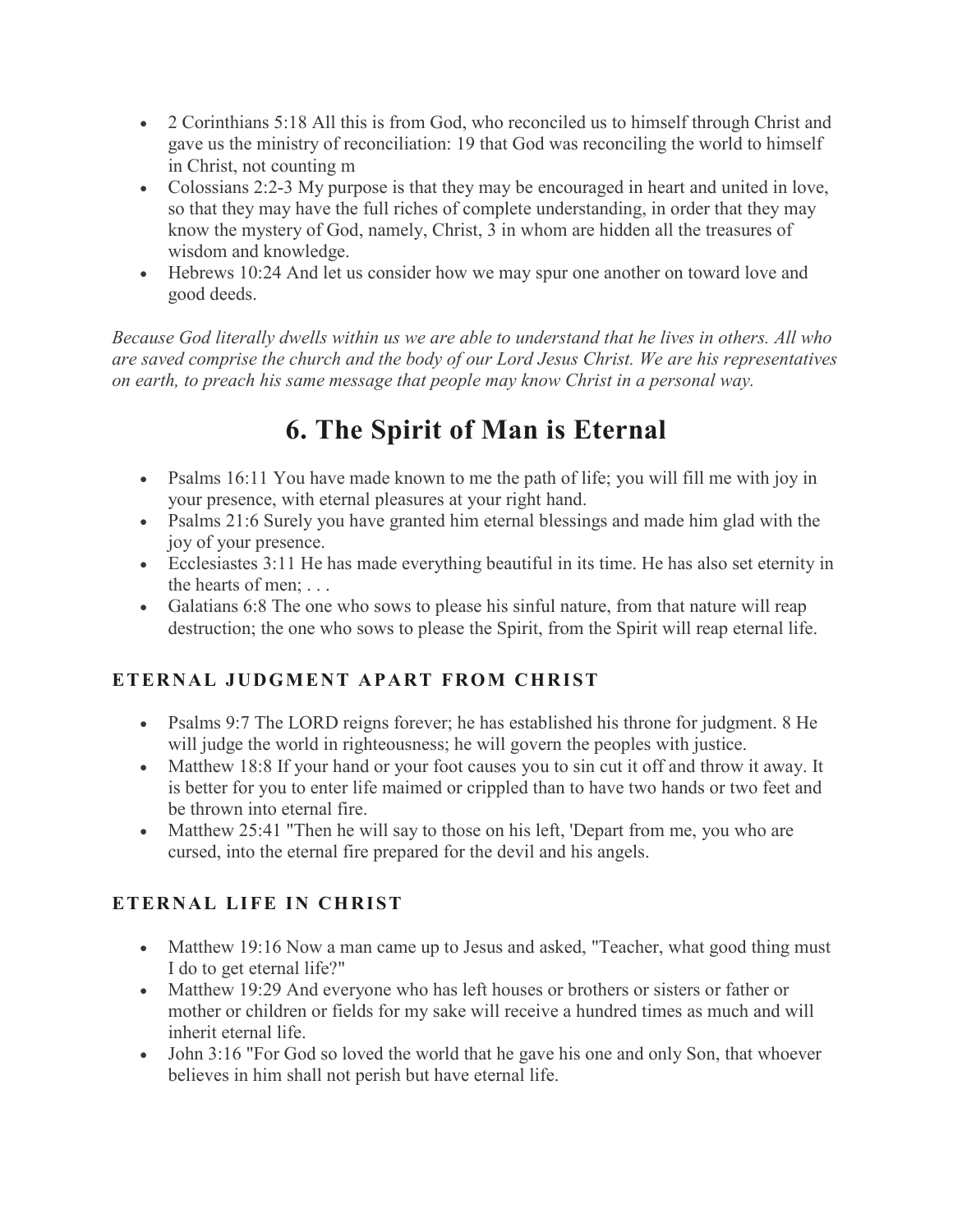- 2 Corinthians 5:18 All this is from God, who reconciled us to himself through Christ and gave us the ministry of reconciliation: 19 that God was reconciling the world to himself in Christ, not counting m
- Colossians 2:2-3 My purpose is that they may be encouraged in heart and united in love, so that they may have the full riches of complete understanding, in order that they may know the mystery of God, namely, Christ, 3 in whom are hidden all the treasures of wisdom and knowledge.
- Hebrews 10:24 And let us consider how we may spur one another on toward love and good deeds.

*Because God literally dwells within us we are able to understand that he lives in others. All who are saved comprise the church and the body of our Lord Jesus Christ. We are his representatives on earth, to preach his same message that people may know Christ in a personal way.*

# 6. The Spirit of Man is Eternal

- Psalms 16:11 You have made known to me the path of life; you will fill me with joy in your presence, with eternal pleasures at your right hand.
- Psalms 21:6 Surely you have granted him eternal blessings and made him glad with the joy of your presence.
- Ecclesiastes 3:11 He has made everything beautiful in its time. He has also set eternity in the hearts of men; . . .
- Galatians 6:8 The one who sows to please his sinful nature, from that nature will reap destruction; the one who sows to please the Spirit, from the Spirit will reap eternal life.

### ETERNAL JUDGMENT APART FROM CHRIST

- Psalms 9:7 The LORD reigns forever; he has established his throne for judgment. 8 He will judge the world in righteousness; he will govern the peoples with justice.
- Matthew 18:8 If your hand or your foot causes you to sin cut it off and throw it away. It is better for you to enter life maimed or crippled than to have two hands or two feet and be thrown into eternal fire.
- Matthew 25:41 "Then he will say to those on his left, 'Depart from me, you who are cursed, into the eternal fire prepared for the devil and his angels.

### ETERNAL LIFE IN CHRIST

- Matthew 19:16 Now a man came up to Jesus and asked, "Teacher, what good thing must I do to get eternal life?"
- Matthew 19:29 And everyone who has left houses or brothers or sisters or father or mother or children or fields for my sake will receive a hundred times as much and will inherit eternal life.
- John 3:16 "For God so loved the world that he gave his one and only Son, that whoever believes in him shall not perish but have eternal life.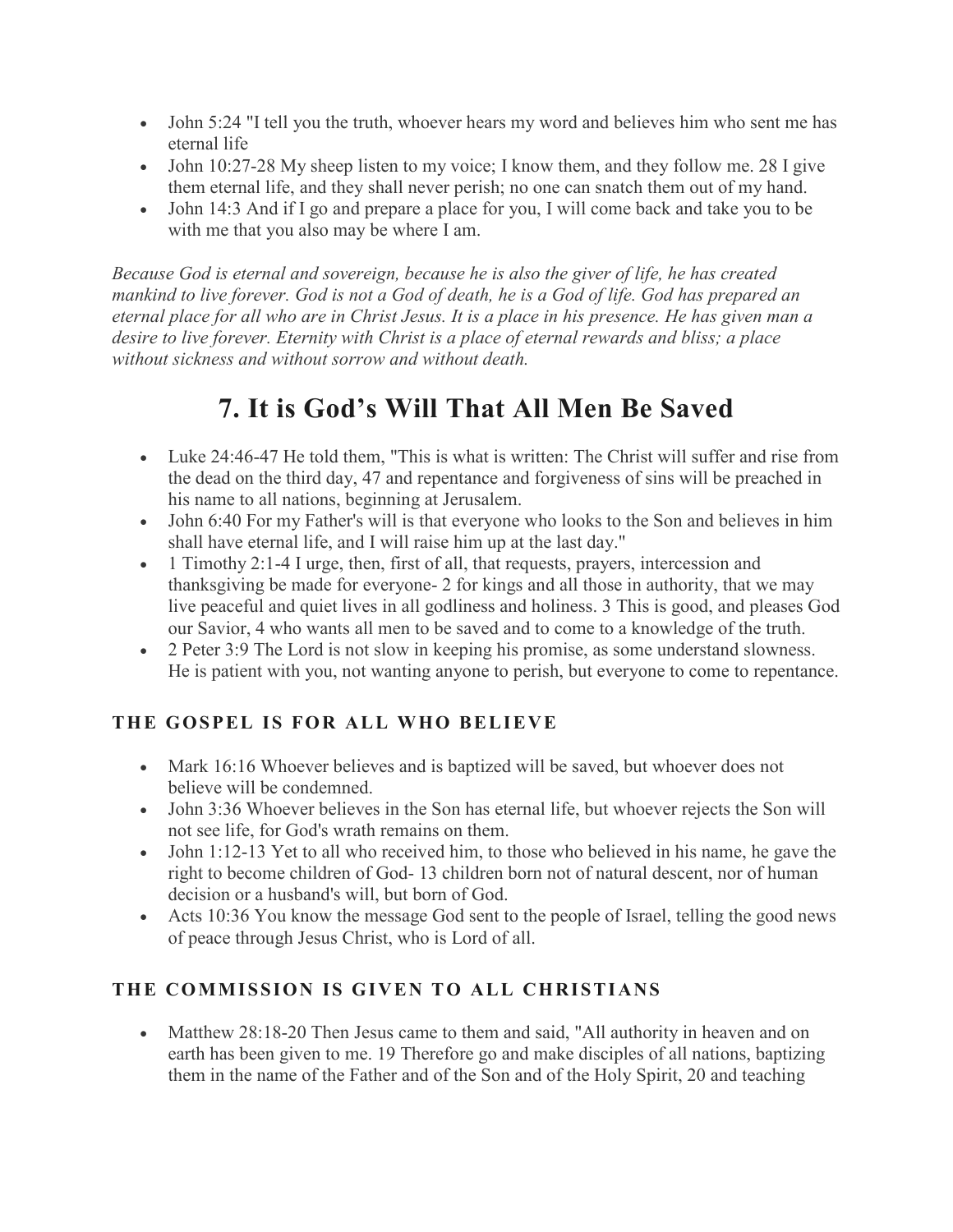- John 5:24 "I tell you the truth, whoever hears my word and believes him who sent me has eternal life
- John 10:27-28 My sheep listen to my voice; I know them, and they follow me. 28 I give them eternal life, and they shall never perish; no one can snatch them out of my hand.
- John 14:3 And if I go and prepare a place for you, I will come back and take you to be with me that you also may be where I am.

*Because God is eternal and sovereign, because he is also the giver of life, he has created mankind to live forever. God is not a God of death, he is a God of life. God has prepared an eternal place for all who are in Christ Jesus. It is a place in his presence. He has given man a desire to live forever. Eternity with Christ is a place of eternal rewards and bliss; a place without sickness and without sorrow and without death.*

# 7. It is God's Will That All Men Be Saved

- Luke 24:46-47 He told them, "This is what is written: The Christ will suffer and rise from the dead on the third day, 47 and repentance and forgiveness of sins will be preached in his name to all nations, beginning at Jerusalem.
- John 6:40 For my Father's will is that everyone who looks to the Son and believes in him shall have eternal life, and I will raise him up at the last day."
- 1 Timothy 2:1-4 I urge, then, first of all, that requests, prayers, intercession and thanksgiving be made for everyone- 2 for kings and all those in authority, that we may live peaceful and quiet lives in all godliness and holiness. 3 This is good, and pleases God our Savior, 4 who wants all men to be saved and to come to a knowledge of the truth.
- 2 Peter 3:9 The Lord is not slow in keeping his promise, as some understand slowness. He is patient with you, not wanting anyone to perish, but everyone to come to repentance.

### THE GOSPEL IS FOR ALL WHO BELIEVE

- Mark 16:16 Whoever believes and is baptized will be saved, but whoever does not believe will be condemned.
- John 3:36 Whoever believes in the Son has eternal life, but whoever rejects the Son will not see life, for God's wrath remains on them.
- John 1:12-13 Yet to all who received him, to those who believed in his name, he gave the right to become children of God- 13 children born not of natural descent, nor of human decision or a husband's will, but born of God.
- Acts 10:36 You know the message God sent to the people of Israel, telling the good news of peace through Jesus Christ, who is Lord of all.

### THE COMMISSION IS GIVEN TO ALL CHRISTIANS

- Matthew 28:18-20 Then Jesus came to them and said, "All authority in heaven and on earth has been given to me. 19 Therefore go and make disciples of all nations, baptizing them in the name of the Father and of the Son and of the Holy Spirit, 20 and teaching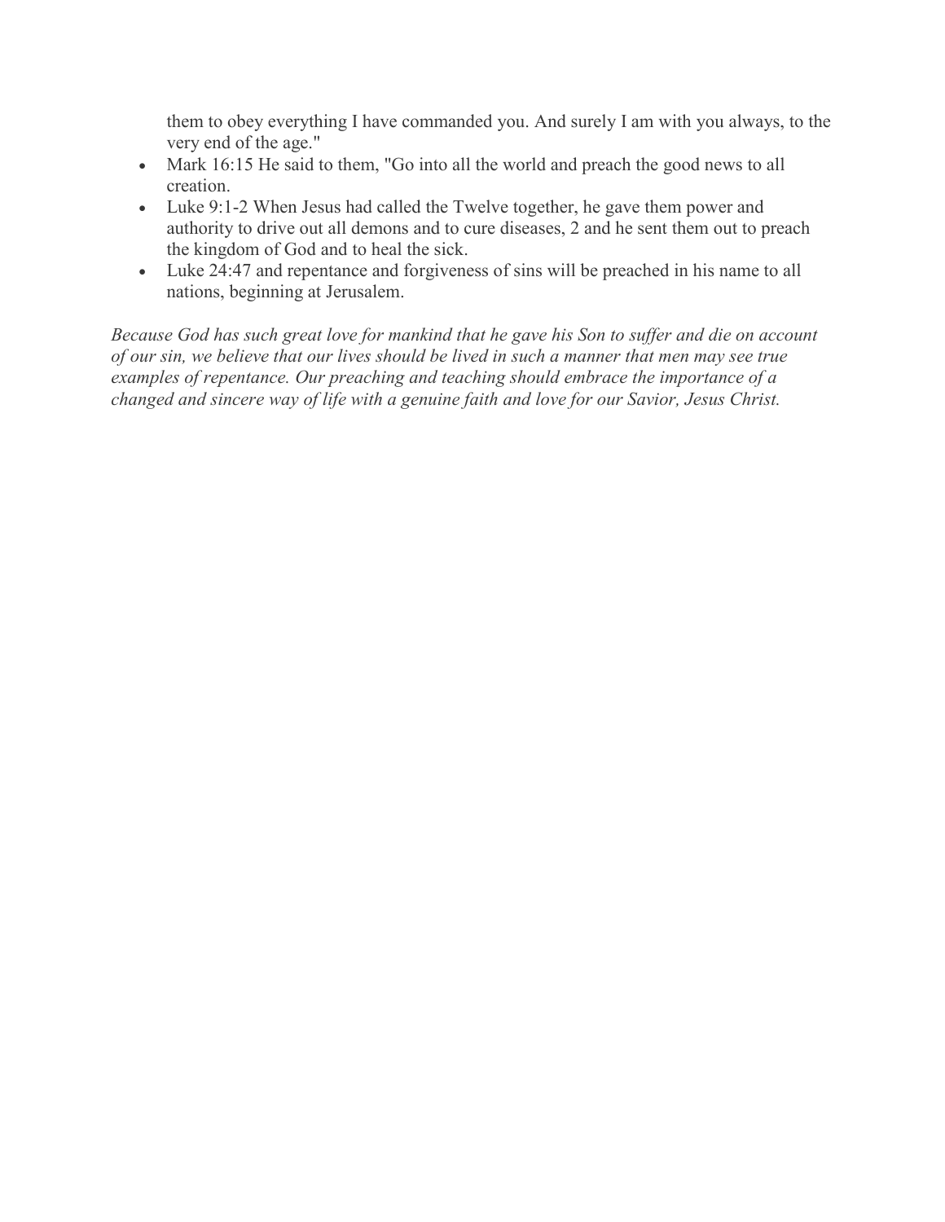them to obey everything I have commanded you. And surely I am with you always, to the very end of the age."

- Mark 16:15 He said to them, "Go into all the world and preach the good news to all creation.
- Luke 9:1-2 When Jesus had called the Twelve together, he gave them power and authority to drive out all demons and to cure diseases, 2 and he sent them out to preach the kingdom of God and to heal the sick.
- Luke 24:47 and repentance and forgiveness of sins will be preached in his name to all nations, beginning at Jerusalem.

*Because God has such great love for mankind that he gave his Son to suffer and die on account of our sin, we believe that our lives should be lived in such a manner that men may see true examples of repentance. Our preaching and teaching should embrace the importance of a changed and sincere way of life with a genuine faith and love for our Savior, Jesus Christ.*